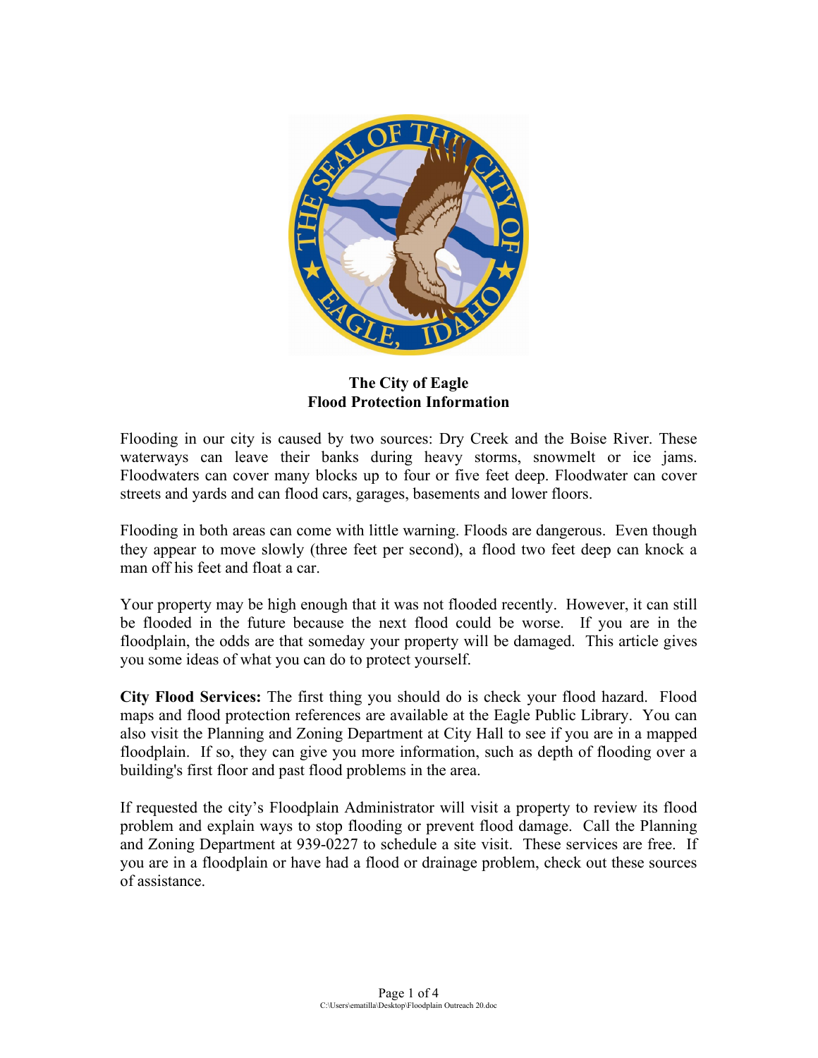# The City of Eagle
## Flood Protection Information

Flooding in our city is caused by two sources: Dry Creek and the Boise River. These waterways can leave their banks during heavy storms, snowmelt or ice jams. Floodwaters can cover many blocks up to four or five feet deep. Floodwater can cover streets and yards and can flood cars, garages, basements and lower floors.

Flooding in both areas can come with little warning. Floods are dangerous. Even though they appear to move slowly (three feet per second), a flood two feet deep can knock a man off his feet and float a car.

Your property may be high enough that it was not flooded recently. However, it can still be flooded in the future because the next flood could be worse. If you are in the floodplain, the odds are that someday your property will be damaged. This article gives you some ideas of what you can do to protect yourself.

**City Flood Services:** The first thing you should do is check your flood hazard. Flood maps and flood protection references are available at the Eagle Public Library. You can also visit the Planning and Zoning Department at City Hall to see if you are in a mapped floodplain. If so, they can give you more information, such as depth of flooding over a building's first floor and past flood problems in the area.

If requested the city's Floodplain Administrator will visit a property to review its flood problem and explain ways to stop flooding or prevent flood damage. Call the Planning and Zoning Department at 939-0227 to schedule a site visit. These services are free. If you are in a floodplain or have had a flood or drainage problem, check out these sources of assistance.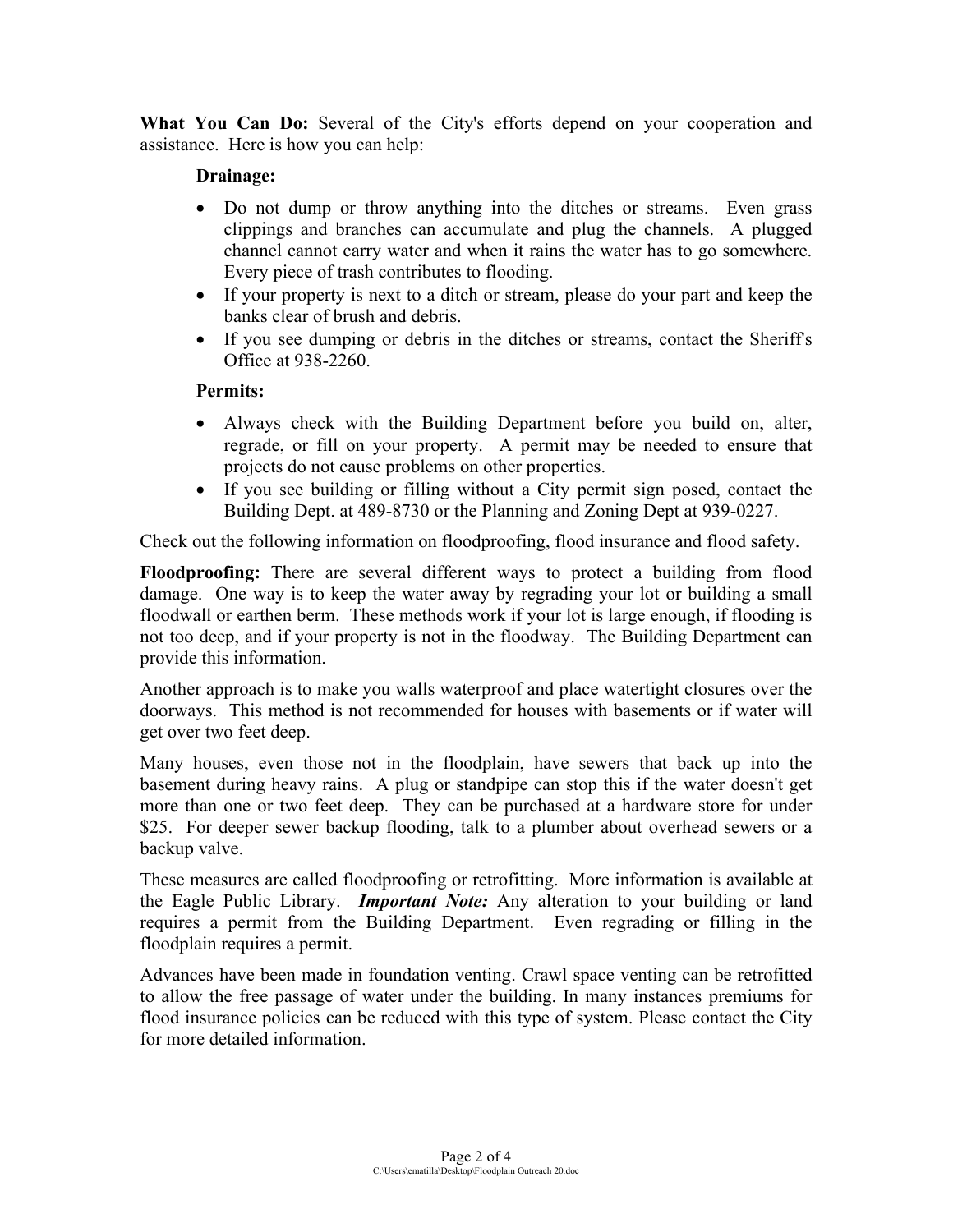**What You Can Do:** Several of the City's efforts depend on your cooperation and assistance. Here is how you can help:

**Drainage:**

- Do not dump or throw anything into the ditches or streams. Even grass clippings and branches can accumulate and plug the channels. A plugged channel cannot carry water and when it rains the water has to go somewhere. Every piece of trash contributes to flooding.
- If your property is next to a ditch or stream, please do your part and keep the banks clear of brush and debris.
- If you see dumping or debris in the ditches or streams, contact the Sheriff's Office at 938-2260.

**Permits:**

- Always check with the Building Department before you build on, alter, regrade, or fill on your property. A permit may be needed to ensure that projects do not cause problems on other properties.
- If you see building or filling without a City permit sign posed, contact the Building Dept. at 489-8730 or the Planning and Zoning Dept at 939-0227.

Check out the following information on floodproofing, flood insurance and flood safety.

**Floodproofing:** There are several different ways to protect a building from flood damage. One way is to keep the water away by regrading your lot or building a small floodwall or earthen berm. These methods work if your lot is large enough, if flooding is not too deep, and if your property is not in the floodway. The Building Department can provide this information.

Another approach is to make you walls waterproof and place watertight closures over the doorways. This method is not recommended for houses with basements or if water will get over two feet deep.

Many houses, even those not in the floodplain, have sewers that back up into the basement during heavy rains. A plug or standpipe can stop this if the water doesn't get more than one or two feet deep. They can be purchased at a hardware store for under $25. For deeper sewer backup flooding, talk to a plumber about overhead sewers or a backup valve.

These measures are called floodproofing or retrofitting. More information is available at the Eagle Public Library. ***Important Note:*** Any alteration to your building or land requires a permit from the Building Department. Even regrading or filling in the floodplain requires a permit.

Advances have been made in foundation venting. Crawl space venting can be retrofitted to allow the free passage of water under the building. In many instances premiums for flood insurance policies can be reduced with this type of system. Please contact the City for more detailed information.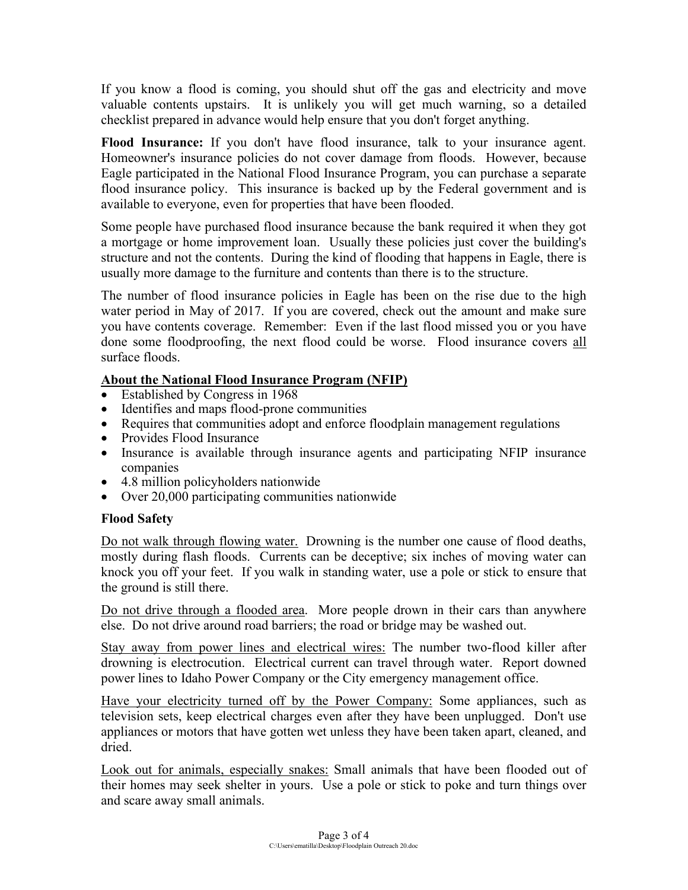If you know a flood is coming, you should shut off the gas and electricity and move valuable contents upstairs. It is unlikely you will get much warning, so a detailed checklist prepared in advance would help ensure that you don't forget anything.

**Flood Insurance:** If you don't have flood insurance, talk to your insurance agent. Homeowner's insurance policies do not cover damage from floods. However, because Eagle participated in the National Flood Insurance Program, you can purchase a separate flood insurance policy. This insurance is backed up by the Federal government and is available to everyone, even for properties that have been flooded.

Some people have purchased flood insurance because the bank required it when they got a mortgage or home improvement loan. Usually these policies just cover the building's structure and not the contents. During the kind of flooding that happens in Eagle, there is usually more damage to the furniture and contents than there is to the structure.

The number of flood insurance policies in Eagle has been on the rise due to the high water period in May of 2017. If you are covered, check out the amount and make sure you have contents coverage. Remember: Even if the last flood missed you or you have done some floodproofing, the next flood could be worse. Flood insurance covers <u>all</u> surface floods.

**<u>About the National Flood Insurance Program (NFIP)</u>**

- Established by Congress in 1968
- Identifies and maps flood-prone communities
- Requires that communities adopt and enforce floodplain management regulations
- Provides Flood Insurance
- Insurance is available through insurance agents and participating NFIP insurance companies
- 4.8 million policyholders nationwide
- Over 20,000 participating communities nationwide

**Flood Safety**

<u>Do not walk through flowing water.</u> Drowning is the number one cause of flood deaths, mostly during flash floods. Currents can be deceptive; six inches of moving water can knock you off your feet. If you walk in standing water, use a pole or stick to ensure that the ground is still there.

<u>Do not drive through a flooded area</u>. More people drown in their cars than anywhere else. Do not drive around road barriers; the road or bridge may be washed out.

<u>Stay away from power lines and electrical wires:</u> The number two-flood killer after drowning is electrocution. Electrical current can travel through water. Report downed power lines to Idaho Power Company or the City emergency management office.

<u>Have your electricity turned off by the Power Company:</u> Some appliances, such as television sets, keep electrical charges even after they have been unplugged. Don't use appliances or motors that have gotten wet unless they have been taken apart, cleaned, and dried.

<u>Look out for animals, especially snakes:</u> Small animals that have been flooded out of their homes may seek shelter in yours. Use a pole or stick to poke and turn things over and scare away small animals.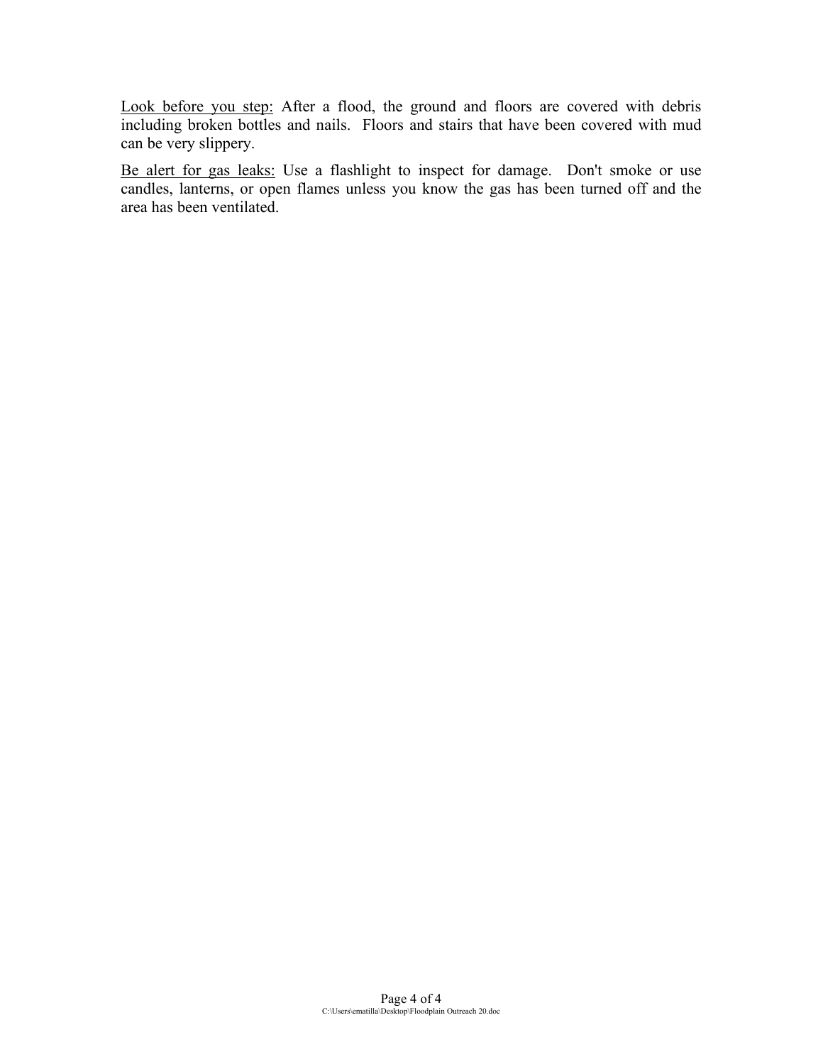<u>Look before you step:</u> After a flood, the ground and floors are covered with debris including broken bottles and nails. Floors and stairs that have been covered with mud can be very slippery.

<u>Be alert for gas leaks:</u> Use a flashlight to inspect for damage. Don't smoke or use candles, lanterns, or open flames unless you know the gas has been turned off and the area has been ventilated.